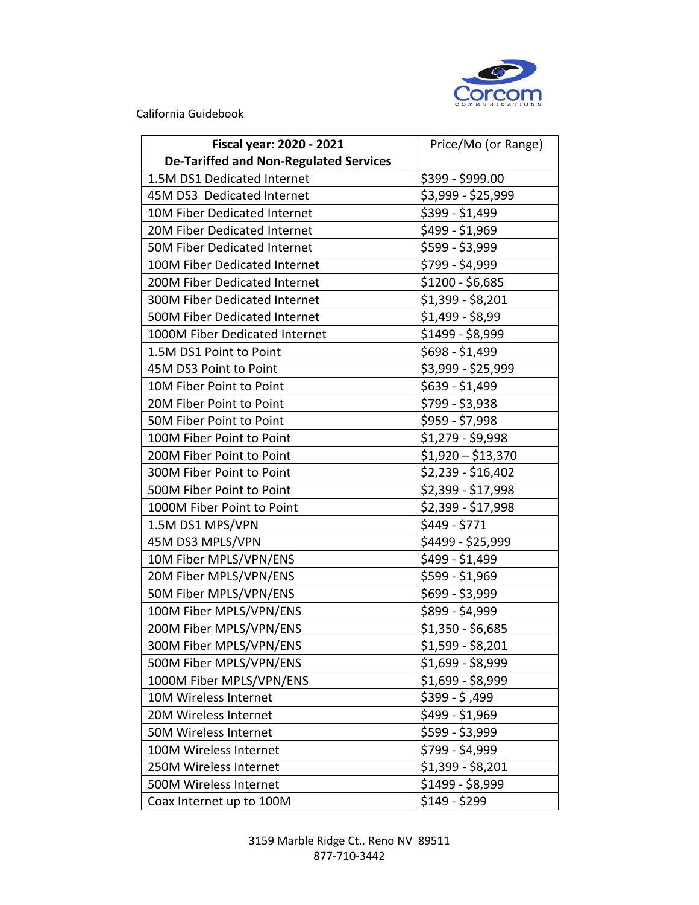Corcom Communications

California Guidebook

| Fiscal year: 2020 - 2021 De-Tariffed and Non-Regulated Services | Price/Mo (or Range) |
|---|---|
| 1.5M DS1 Dedicated Internet | $399 - $999.00 |
| 45M DS3 Dedicated Internet | $3,999 - $25,999 |
| 10M Fiber Dedicated Internet | $399 - $1,499 |
| 20M Fiber Dedicated Internet | $499 - $1,969 |
| 50M Fiber Dedicated Internet | $599 - $3,999 |
| 100M Fiber Dedicated Internet | $799 - $4,999 |
| 200M Fiber Dedicated Internet | $1200 - $6,685 |
| 300M Fiber Dedicated Internet | $1,399 - $8,201 |
| 500M Fiber Dedicated Internet | $1,499 - $8,99 |
| 1000M Fiber Dedicated Internet | $1499 - $8,999 |
| 1.5M DS1 Point to Point | $698 - $1,499 |
| 45M DS3 Point to Point | $3,999 - $25,999 |
| 10M Fiber Point to Point | $639 - $1,499 |
| 20M Fiber Point to Point | $799 - $3,938 |
| 50M Fiber Point to Point | $959 - $7,998 |
| 100M Fiber Point to Point | $1,279 - $9,998 |
| 200M Fiber Point to Point | $1,920 – $13,370 |
| 300M Fiber Point to Point | $2,239 - $16,402 |
| 500M Fiber Point to Point | $2,399 - $17,998 |
| 1000M Fiber Point to Point | $2,399 - $17,998 |
| 1.5M DS1 MPS/VPN | $449 - $771 |
| 45M DS3 MPLS/VPN | $4499 - $25,999 |
| 10M Fiber MPLS/VPN/ENS | $499 - $1,499 |
| 20M Fiber MPLS/VPN/ENS | $599 - $1,969 |
| 50M Fiber MPLS/VPN/ENS | $699 - $3,999 |
| 100M Fiber MPLS/VPN/ENS | $899 - $4,999 |
| 200M Fiber MPLS/VPN/ENS | $1,350 - $6,685 |
| 300M Fiber MPLS/VPN/ENS | $1,599 - $8,201 |
| 500M Fiber MPLS/VPN/ENS | $1,699 - $8,999 |
| 1000M Fiber MPLS/VPN/ENS | $1,699 - $8,999 |
| 10M Wireless Internet | $399 - $ ,499 |
| 20M Wireless Internet | $499 - $1,969 |
| 50M Wireless Internet | $599 - $3,999 |
| 100M Wireless Internet | $799 - $4,999 |
| 250M Wireless Internet | $1,399 - $8,201 |
| 500M Wireless Internet | $1499 - $8,999 |
| Coax Internet up to 100M | $149 - $299 |

3159 Marble Ridge Ct., Reno NV 89511
877-710-3442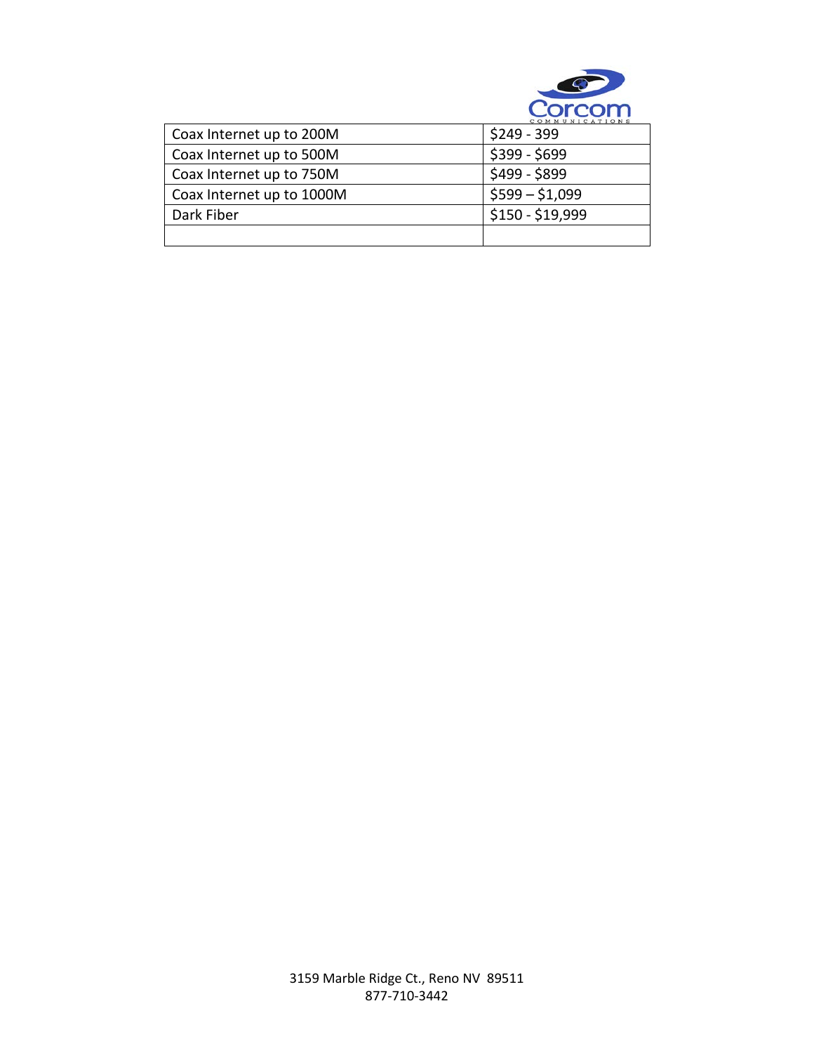| | |
|---|---|
| Coax Internet up to 200M | $249 - 399 |
| Coax Internet up to 500M | $399 - $699 |
| Coax Internet up to 750M | $499 - $899 |
| Coax Internet up to 1000M | $599 – $1,099 |
| Dark Fiber | $150 - $19,999 |
| | |

3159 Marble Ridge Ct., Reno NV 89511
877-710-3442